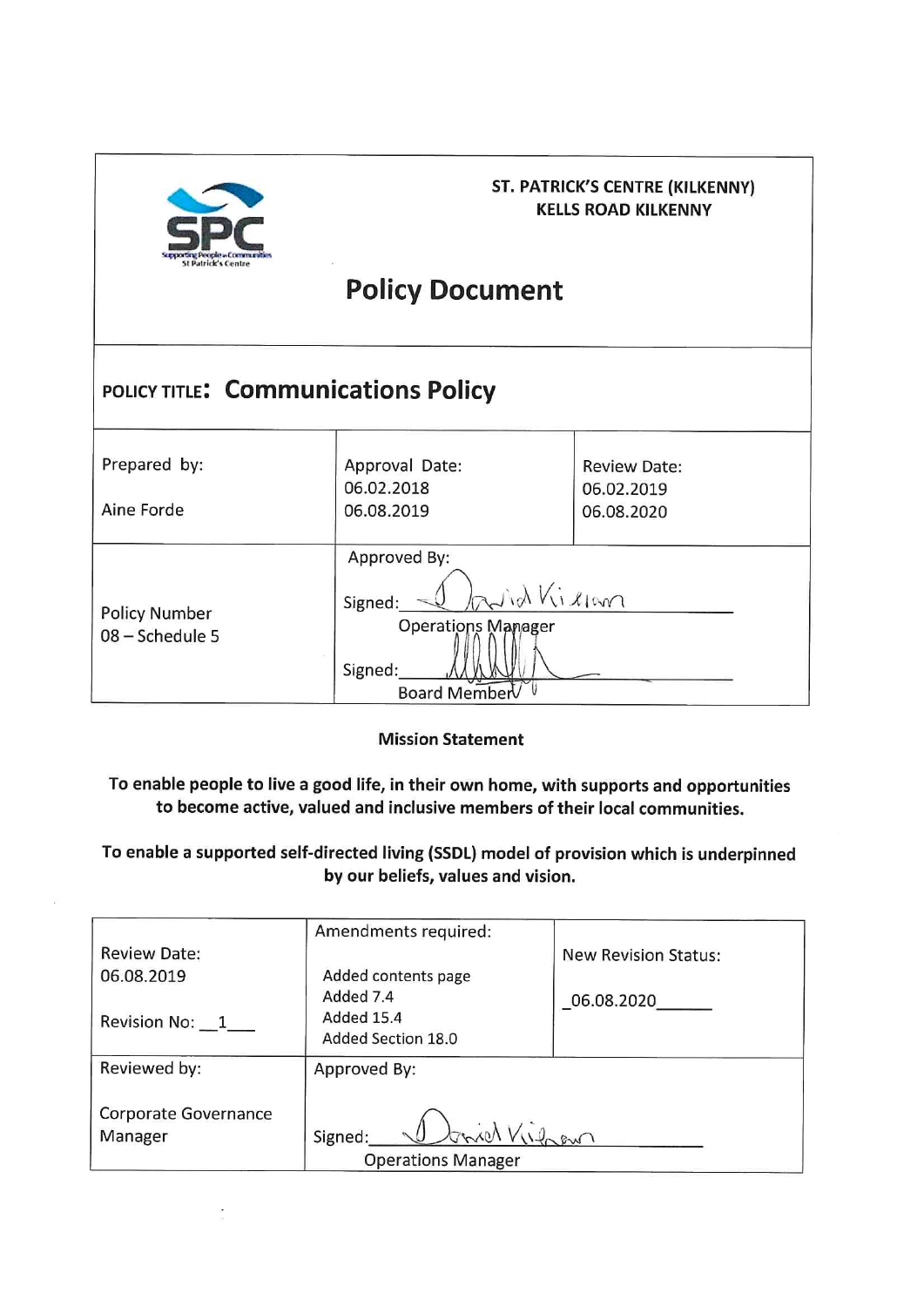ST. PATRICK'S CENTRE (KILKENNY)
KELLS ROAD KILKENNY

# Policy Document

## POLICY TITLE: Communications Policy

| Prepared by: Aine Forde | Approval Date: 06.02.2018 06.08.2019 | Review Date: 06.02.2019 06.08.2020 |
|---|---|---|
| Policy Number 08 – Schedule 5 | Approved By: Signed: David Kilian, Operations Manager; Signed: ______ Board Member | |

**Mission Statement**

**To enable people to live a good life, in their own home, with supports and opportunities to become active, valued and inclusive members of their local communities.**

**To enable a supported self-directed living (SSDL) model of provision which is underpinned by our beliefs, values and vision.**

| Review Date: 06.08.2019 Revision No: 1 | Amendments required: Added contents page; Added 7.4; Added 15.4; Added Section 18.0 | New Revision Status: 06.08.2020 |
|---|---|---|
| Reviewed by: Corporate Governance Manager | Approved By: Signed: David Kilian, Operations Manager | |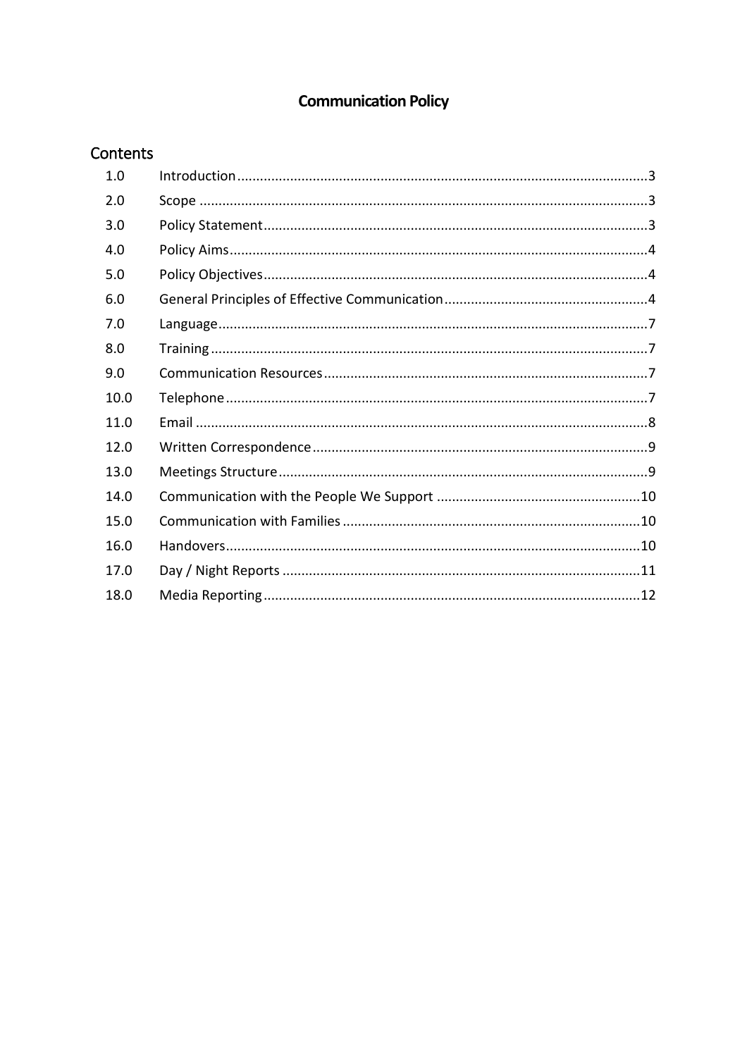# Communication Policy

## Contents

| | | |
|---|---|---|
| 1.0 | Introduction | 3 |
| 2.0 | Scope | 3 |
| 3.0 | Policy Statement | 3 |
| 4.0 | Policy Aims | 4 |
| 5.0 | Policy Objectives | 4 |
| 6.0 | General Principles of Effective Communication | 4 |
| 7.0 | Language | 7 |
| 8.0 | Training | 7 |
| 9.0 | Communication Resources | 7 |
| 10.0 | Telephone | 7 |
| 11.0 | Email | 8 |
| 12.0 | Written Correspondence | 9 |
| 13.0 | Meetings Structure | 9 |
| 14.0 | Communication with the People We Support | 10 |
| 15.0 | Communication with Families | 10 |
| 16.0 | Handovers | 10 |
| 17.0 | Day / Night Reports | 11 |
| 18.0 | Media Reporting | 12 |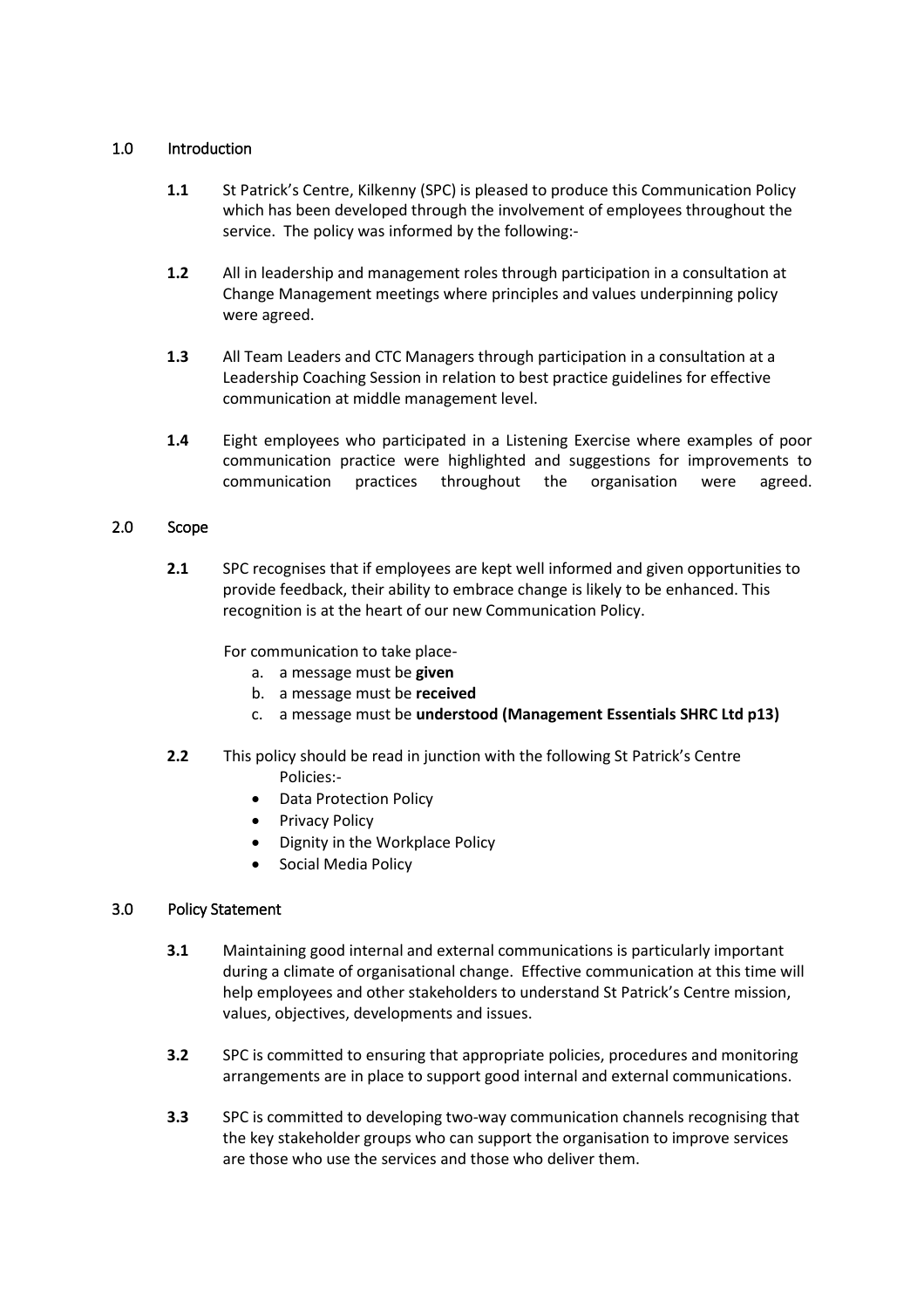## 1.0 Introduction

**1.1** St Patrick's Centre, Kilkenny (SPC) is pleased to produce this Communication Policy which has been developed through the involvement of employees throughout the service. The policy was informed by the following:-

**1.2** All in leadership and management roles through participation in a consultation at Change Management meetings where principles and values underpinning policy were agreed.

**1.3** All Team Leaders and CTC Managers through participation in a consultation at a Leadership Coaching Session in relation to best practice guidelines for effective communication at middle management level.

**1.4** Eight employees who participated in a Listening Exercise where examples of poor communication practice were highlighted and suggestions for improvements to communication practices throughout the organisation were agreed.

## 2.0 Scope

**2.1** SPC recognises that if employees are kept well informed and given opportunities to provide feedback, their ability to embrace change is likely to be enhanced. This recognition is at the heart of our new Communication Policy.

For communication to take place-

a. a message must be **given**
b. a message must be **received**
c. a message must be **understood (Management Essentials SHRC Ltd p13)**

**2.2** This policy should be read in junction with the following St Patrick's Centre Policies:-

- Data Protection Policy
- Privacy Policy
- Dignity in the Workplace Policy
- Social Media Policy

## 3.0 Policy Statement

**3.1** Maintaining good internal and external communications is particularly important during a climate of organisational change. Effective communication at this time will help employees and other stakeholders to understand St Patrick's Centre mission, values, objectives, developments and issues.

**3.2** SPC is committed to ensuring that appropriate policies, procedures and monitoring arrangements are in place to support good internal and external communications.

**3.3** SPC is committed to developing two-way communication channels recognising that the key stakeholder groups who can support the organisation to improve services are those who use the services and those who deliver them.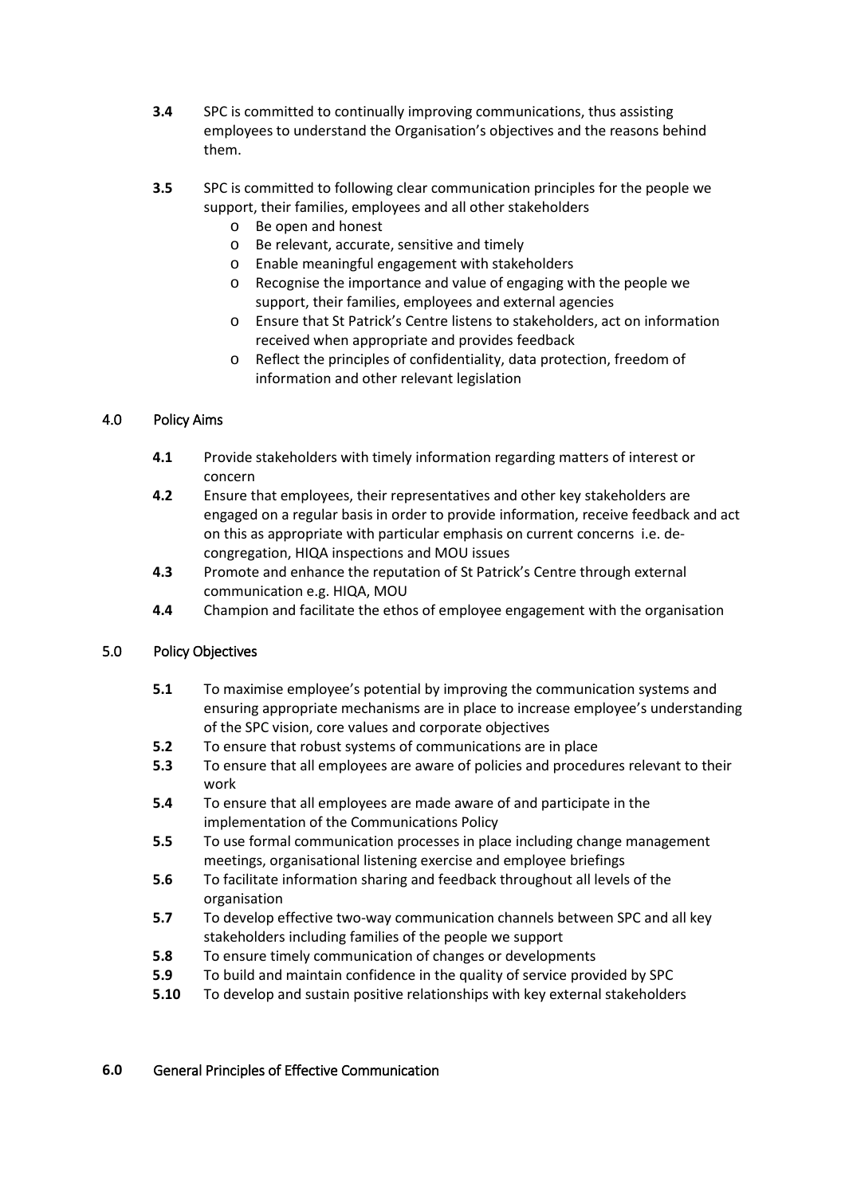**3.4** SPC is committed to continually improving communications, thus assisting employees to understand the Organisation's objectives and the reasons behind them.

**3.5** SPC is committed to following clear communication principles for the people we support, their families, employees and all other stakeholders

- Be open and honest
- Be relevant, accurate, sensitive and timely
- Enable meaningful engagement with stakeholders
- Recognise the importance and value of engaging with the people we support, their families, employees and external agencies
- Ensure that St Patrick's Centre listens to stakeholders, act on information received when appropriate and provides feedback
- Reflect the principles of confidentiality, data protection, freedom of information and other relevant legislation

## 4.0 Policy Aims

**4.1** Provide stakeholders with timely information regarding matters of interest or concern

**4.2** Ensure that employees, their representatives and other key stakeholders are engaged on a regular basis in order to provide information, receive feedback and act on this as appropriate with particular emphasis on current concerns i.e. de-congregation, HIQA inspections and MOU issues

**4.3** Promote and enhance the reputation of St Patrick's Centre through external communication e.g. HIQA, MOU

**4.4** Champion and facilitate the ethos of employee engagement with the organisation

## 5.0 Policy Objectives

**5.1** To maximise employee's potential by improving the communication systems and ensuring appropriate mechanisms are in place to increase employee's understanding of the SPC vision, core values and corporate objectives

**5.2** To ensure that robust systems of communications are in place

**5.3** To ensure that all employees are aware of policies and procedures relevant to their work

**5.4** To ensure that all employees are made aware of and participate in the implementation of the Communications Policy

**5.5** To use formal communication processes in place including change management meetings, organisational listening exercise and employee briefings

**5.6** To facilitate information sharing and feedback throughout all levels of the organisation

**5.7** To develop effective two-way communication channels between SPC and all key stakeholders including families of the people we support

**5.8** To ensure timely communication of changes or developments

**5.9** To build and maintain confidence in the quality of service provided by SPC

**5.10** To develop and sustain positive relationships with key external stakeholders

## 6.0 General Principles of Effective Communication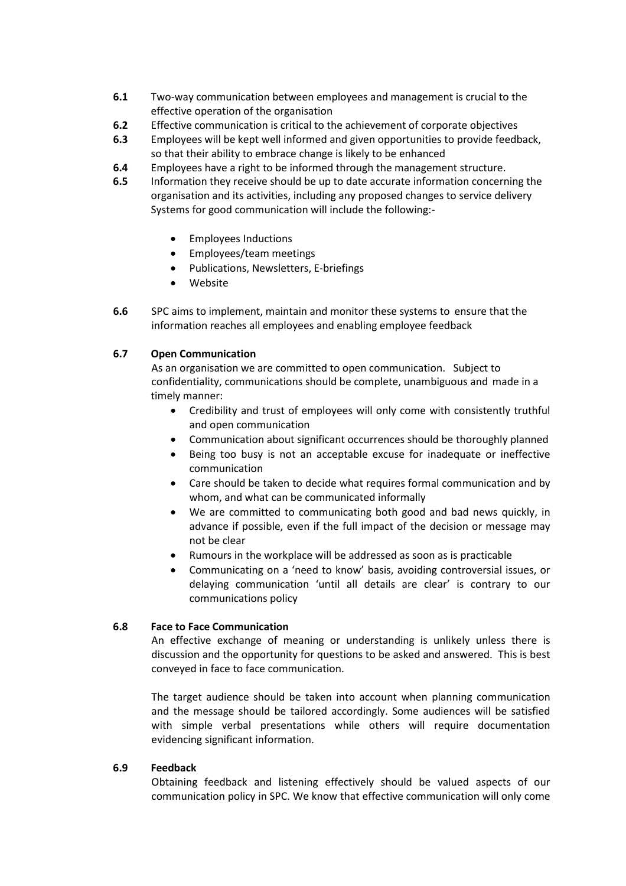**6.1** Two-way communication between employees and management is crucial to the effective operation of the organisation

**6.2** Effective communication is critical to the achievement of corporate objectives

**6.3** Employees will be kept well informed and given opportunities to provide feedback, so that their ability to embrace change is likely to be enhanced

**6.4** Employees have a right to be informed through the management structure.

**6.5** Information they receive should be up to date accurate information concerning the organisation and its activities, including any proposed changes to service delivery Systems for good communication will include the following:-

- Employees Inductions
- Employees/team meetings
- Publications, Newsletters, E-briefings
- Website

**6.6** SPC aims to implement, maintain and monitor these systems to ensure that the information reaches all employees and enabling employee feedback

**6.7 Open Communication**

As an organisation we are committed to open communication. Subject to confidentiality, communications should be complete, unambiguous and made in a timely manner:

- Credibility and trust of employees will only come with consistently truthful and open communication
- Communication about significant occurrences should be thoroughly planned
- Being too busy is not an acceptable excuse for inadequate or ineffective communication
- Care should be taken to decide what requires formal communication and by whom, and what can be communicated informally
- We are committed to communicating both good and bad news quickly, in advance if possible, even if the full impact of the decision or message may not be clear
- Rumours in the workplace will be addressed as soon as is practicable
- Communicating on a 'need to know' basis, avoiding controversial issues, or delaying communication 'until all details are clear' is contrary to our communications policy

**6.8 Face to Face Communication**

An effective exchange of meaning or understanding is unlikely unless there is discussion and the opportunity for questions to be asked and answered. This is best conveyed in face to face communication.

The target audience should be taken into account when planning communication and the message should be tailored accordingly. Some audiences will be satisfied with simple verbal presentations while others will require documentation evidencing significant information.

**6.9 Feedback**

Obtaining feedback and listening effectively should be valued aspects of our communication policy in SPC. We know that effective communication will only come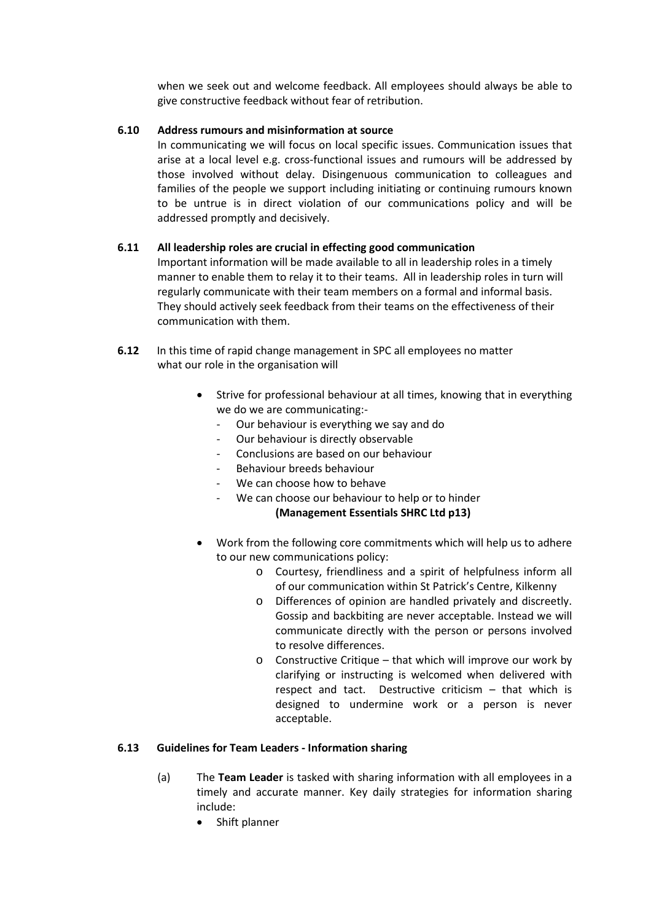when we seek out and welcome feedback. All employees should always be able to give constructive feedback without fear of retribution.

**6.10 Address rumours and misinformation at source**

In communicating we will focus on local specific issues. Communication issues that arise at a local level e.g. cross-functional issues and rumours will be addressed by those involved without delay. Disingenuous communication to colleagues and families of the people we support including initiating or continuing rumours known to be untrue is in direct violation of our communications policy and will be addressed promptly and decisively.

**6.11 All leadership roles are crucial in effecting good communication**

Important information will be made available to all in leadership roles in a timely manner to enable them to relay it to their teams. All in leadership roles in turn will regularly communicate with their team members on a formal and informal basis. They should actively seek feedback from their teams on the effectiveness of their communication with them.

**6.12** In this time of rapid change management in SPC all employees no matter what our role in the organisation will

- Strive for professional behaviour at all times, knowing that in everything we do we are communicating:-
  - Our behaviour is everything we say and do
  - Our behaviour is directly observable
  - Conclusions are based on our behaviour
  - Behaviour breeds behaviour
  - We can choose how to behave
  - We can choose our behaviour to help or to hinder

  **(Management Essentials SHRC Ltd p13)**

- Work from the following core commitments which will help us to adhere to our new communications policy:
  - Courtesy, friendliness and a spirit of helpfulness inform all of our communication within St Patrick's Centre, Kilkenny
  - Differences of opinion are handled privately and discreetly. Gossip and backbiting are never acceptable. Instead we will communicate directly with the person or persons involved to resolve differences.
  - Constructive Critique – that which will improve our work by clarifying or instructing is welcomed when delivered with respect and tact. Destructive criticism – that which is designed to undermine work or a person is never acceptable.

**6.13 Guidelines for Team Leaders - Information sharing**

(a) The **Team Leader** is tasked with sharing information with all employees in a timely and accurate manner. Key daily strategies for information sharing include:

- Shift planner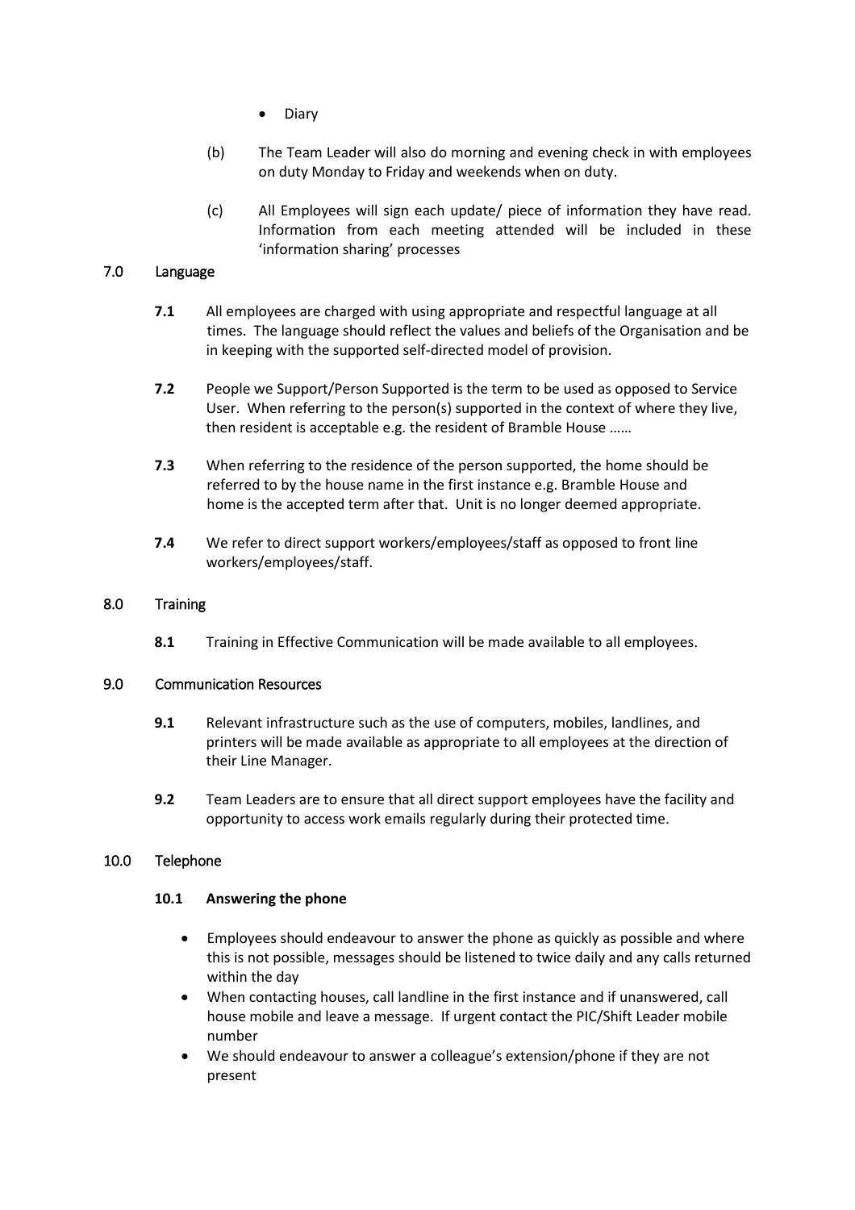- Diary

(b) The Team Leader will also do morning and evening check in with employees on duty Monday to Friday and weekends when on duty.

(c) All Employees will sign each update/ piece of information they have read. Information from each meeting attended will be included in these 'information sharing' processes

## 7.0 Language

**7.1** All employees are charged with using appropriate and respectful language at all times. The language should reflect the values and beliefs of the Organisation and be in keeping with the supported self-directed model of provision.

**7.2** People we Support/Person Supported is the term to be used as opposed to Service User. When referring to the person(s) supported in the context of where they live, then resident is acceptable e.g. the resident of Bramble House ……

**7.3** When referring to the residence of the person supported, the home should be referred to by the house name in the first instance e.g. Bramble House and home is the accepted term after that. Unit is no longer deemed appropriate.

**7.4** We refer to direct support workers/employees/staff as opposed to front line workers/employees/staff.

## 8.0 Training

**8.1** Training in Effective Communication will be made available to all employees.

## 9.0 Communication Resources

**9.1** Relevant infrastructure such as the use of computers, mobiles, landlines, and printers will be made available as appropriate to all employees at the direction of their Line Manager.

**9.2** Team Leaders are to ensure that all direct support employees have the facility and opportunity to access work emails regularly during their protected time.

## 10.0 Telephone

### 10.1 Answering the phone

- Employees should endeavour to answer the phone as quickly as possible and where this is not possible, messages should be listened to twice daily and any calls returned within the day
- When contacting houses, call landline in the first instance and if unanswered, call house mobile and leave a message. If urgent contact the PIC/Shift Leader mobile number
- We should endeavour to answer a colleague's extension/phone if they are not present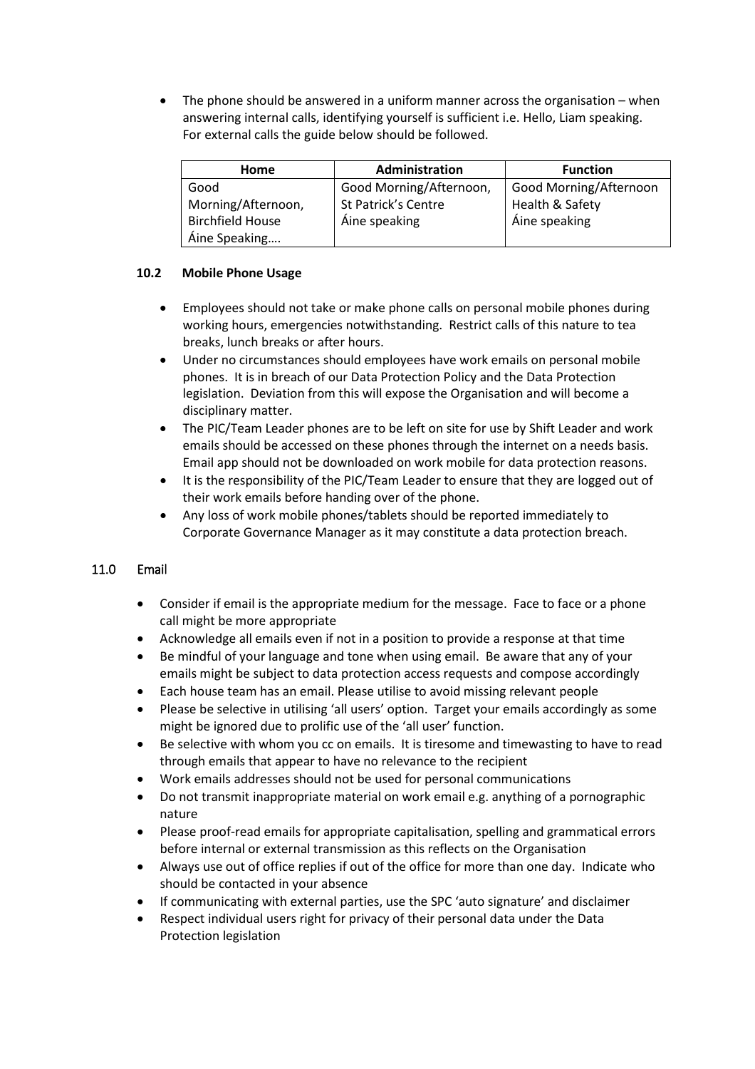- The phone should be answered in a uniform manner across the organisation – when answering internal calls, identifying yourself is sufficient i.e. Hello, Liam speaking. For external calls the guide below should be followed.

| Home | Administration | Function |
| --- | --- | --- |
| Good Morning/Afternoon, Birchfield House Áine Speaking…. | Good Morning/Afternoon, St Patrick's Centre Áine speaking | Good Morning/Afternoon Health & Safety Áine speaking |

### 10.2 Mobile Phone Usage

- Employees should not take or make phone calls on personal mobile phones during working hours, emergencies notwithstanding. Restrict calls of this nature to tea breaks, lunch breaks or after hours.
- Under no circumstances should employees have work emails on personal mobile phones. It is in breach of our Data Protection Policy and the Data Protection legislation. Deviation from this will expose the Organisation and will become a disciplinary matter.
- The PIC/Team Leader phones are to be left on site for use by Shift Leader and work emails should be accessed on these phones through the internet on a needs basis. Email app should not be downloaded on work mobile for data protection reasons.
- It is the responsibility of the PIC/Team Leader to ensure that they are logged out of their work emails before handing over the phone.
- Any loss of work mobile phones/tablets should be reported immediately to Corporate Governance Manager as it may constitute a data protection breach.

## 11.0 Email

- Consider if email is the appropriate medium for the message. Face to face or a phone call might be more appropriate
- Acknowledge all emails even if not in a position to provide a response at that time
- Be mindful of your language and tone when using email. Be aware that any of your emails might be subject to data protection access requests and compose accordingly
- Each house team has an email. Please utilise to avoid missing relevant people
- Please be selective in utilising 'all users' option. Target your emails accordingly as some might be ignored due to prolific use of the 'all user' function.
- Be selective with whom you cc on emails. It is tiresome and timewasting to have to read through emails that appear to have no relevance to the recipient
- Work emails addresses should not be used for personal communications
- Do not transmit inappropriate material on work email e.g. anything of a pornographic nature
- Please proof-read emails for appropriate capitalisation, spelling and grammatical errors before internal or external transmission as this reflects on the Organisation
- Always use out of office replies if out of the office for more than one day. Indicate who should be contacted in your absence
- If communicating with external parties, use the SPC 'auto signature' and disclaimer
- Respect individual users right for privacy of their personal data under the Data Protection legislation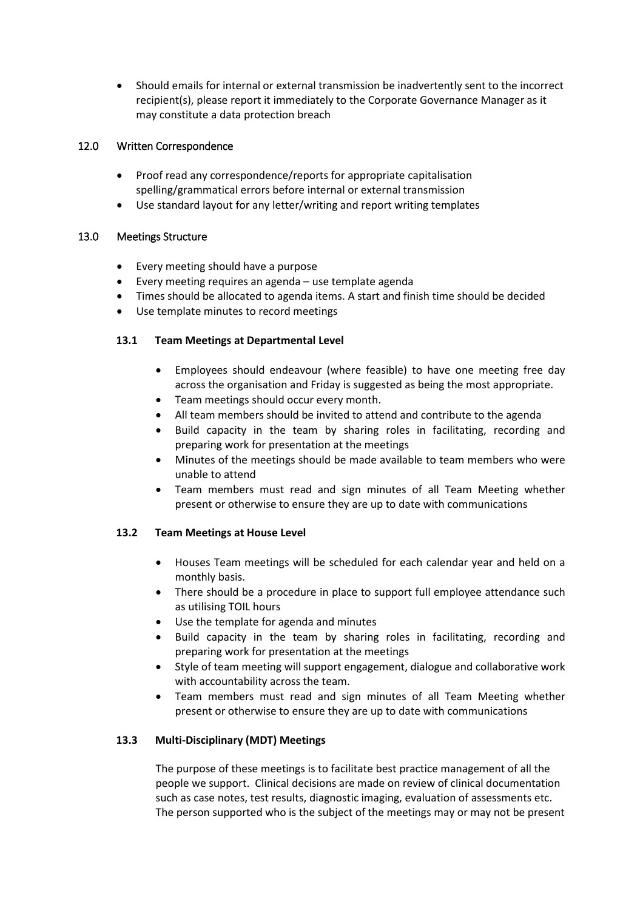- Should emails for internal or external transmission be inadvertently sent to the incorrect recipient(s), please report it immediately to the Corporate Governance Manager as it may constitute a data protection breach

## 12.0 Written Correspondence

- Proof read any correspondence/reports for appropriate capitalisation spelling/grammatical errors before internal or external transmission
- Use standard layout for any letter/writing and report writing templates

## 13.0 Meetings Structure

- Every meeting should have a purpose
- Every meeting requires an agenda – use template agenda
- Times should be allocated to agenda items. A start and finish time should be decided
- Use template minutes to record meetings

### 13.1 Team Meetings at Departmental Level

- Employees should endeavour (where feasible) to have one meeting free day across the organisation and Friday is suggested as being the most appropriate.
- Team meetings should occur every month.
- All team members should be invited to attend and contribute to the agenda
- Build capacity in the team by sharing roles in facilitating, recording and preparing work for presentation at the meetings
- Minutes of the meetings should be made available to team members who were unable to attend
- Team members must read and sign minutes of all Team Meeting whether present or otherwise to ensure they are up to date with communications

### 13.2 Team Meetings at House Level

- Houses Team meetings will be scheduled for each calendar year and held on a monthly basis.
- There should be a procedure in place to support full employee attendance such as utilising TOIL hours
- Use the template for agenda and minutes
- Build capacity in the team by sharing roles in facilitating, recording and preparing work for presentation at the meetings
- Style of team meeting will support engagement, dialogue and collaborative work with accountability across the team.
- Team members must read and sign minutes of all Team Meeting whether present or otherwise to ensure they are up to date with communications

### 13.3 Multi-Disciplinary (MDT) Meetings

The purpose of these meetings is to facilitate best practice management of all the people we support. Clinical decisions are made on review of clinical documentation such as case notes, test results, diagnostic imaging, evaluation of assessments etc. The person supported who is the subject of the meetings may or may not be present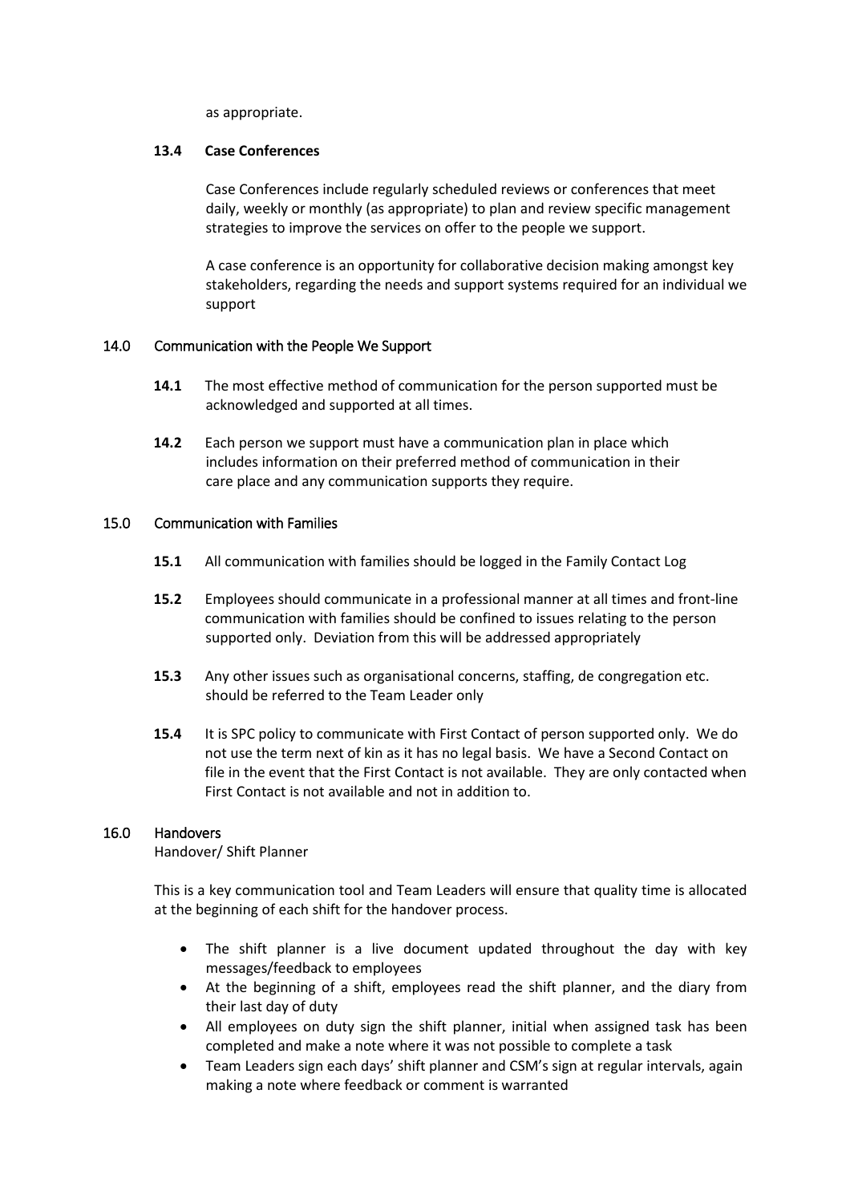as appropriate.

### 13.4 Case Conferences

Case Conferences include regularly scheduled reviews or conferences that meet daily, weekly or monthly (as appropriate) to plan and review specific management strategies to improve the services on offer to the people we support.

A case conference is an opportunity for collaborative decision making amongst key stakeholders, regarding the needs and support systems required for an individual we support

## 14.0 Communication with the People We Support

**14.1** The most effective method of communication for the person supported must be acknowledged and supported at all times.

**14.2** Each person we support must have a communication plan in place which includes information on their preferred method of communication in their care place and any communication supports they require.

## 15.0 Communication with Families

**15.1** All communication with families should be logged in the Family Contact Log

**15.2** Employees should communicate in a professional manner at all times and front-line communication with families should be confined to issues relating to the person supported only. Deviation from this will be addressed appropriately

**15.3** Any other issues such as organisational concerns, staffing, de congregation etc. should be referred to the Team Leader only

**15.4** It is SPC policy to communicate with First Contact of person supported only. We do not use the term next of kin as it has no legal basis. We have a Second Contact on file in the event that the First Contact is not available. They are only contacted when First Contact is not available and not in addition to.

## 16.0 Handovers

Handover/ Shift Planner

This is a key communication tool and Team Leaders will ensure that quality time is allocated at the beginning of each shift for the handover process.

- The shift planner is a live document updated throughout the day with key messages/feedback to employees
- At the beginning of a shift, employees read the shift planner, and the diary from their last day of duty
- All employees on duty sign the shift planner, initial when assigned task has been completed and make a note where it was not possible to complete a task
- Team Leaders sign each days' shift planner and CSM's sign at regular intervals, again making a note where feedback or comment is warranted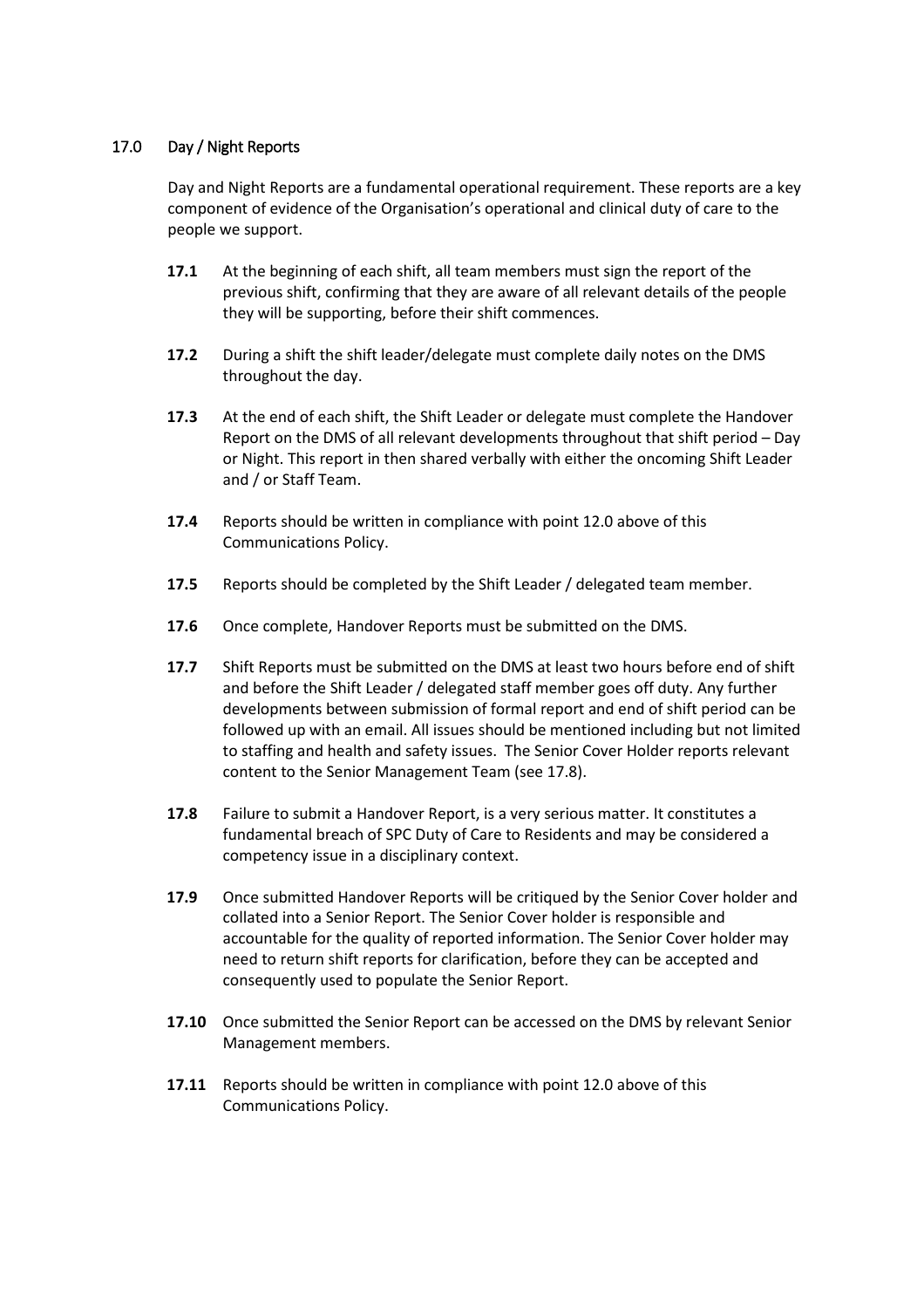## 17.0 Day / Night Reports

Day and Night Reports are a fundamental operational requirement. These reports are a key component of evidence of the Organisation's operational and clinical duty of care to the people we support.

**17.1** At the beginning of each shift, all team members must sign the report of the previous shift, confirming that they are aware of all relevant details of the people they will be supporting, before their shift commences.

**17.2** During a shift the shift leader/delegate must complete daily notes on the DMS throughout the day.

**17.3** At the end of each shift, the Shift Leader or delegate must complete the Handover Report on the DMS of all relevant developments throughout that shift period – Day or Night. This report in then shared verbally with either the oncoming Shift Leader and / or Staff Team.

**17.4** Reports should be written in compliance with point 12.0 above of this Communications Policy.

**17.5** Reports should be completed by the Shift Leader / delegated team member.

**17.6** Once complete, Handover Reports must be submitted on the DMS.

**17.7** Shift Reports must be submitted on the DMS at least two hours before end of shift and before the Shift Leader / delegated staff member goes off duty. Any further developments between submission of formal report and end of shift period can be followed up with an email. All issues should be mentioned including but not limited to staffing and health and safety issues. The Senior Cover Holder reports relevant content to the Senior Management Team (see 17.8).

**17.8** Failure to submit a Handover Report, is a very serious matter. It constitutes a fundamental breach of SPC Duty of Care to Residents and may be considered a competency issue in a disciplinary context.

**17.9** Once submitted Handover Reports will be critiqued by the Senior Cover holder and collated into a Senior Report. The Senior Cover holder is responsible and accountable for the quality of reported information. The Senior Cover holder may need to return shift reports for clarification, before they can be accepted and consequently used to populate the Senior Report.

**17.10** Once submitted the Senior Report can be accessed on the DMS by relevant Senior Management members.

**17.11** Reports should be written in compliance with point 12.0 above of this Communications Policy.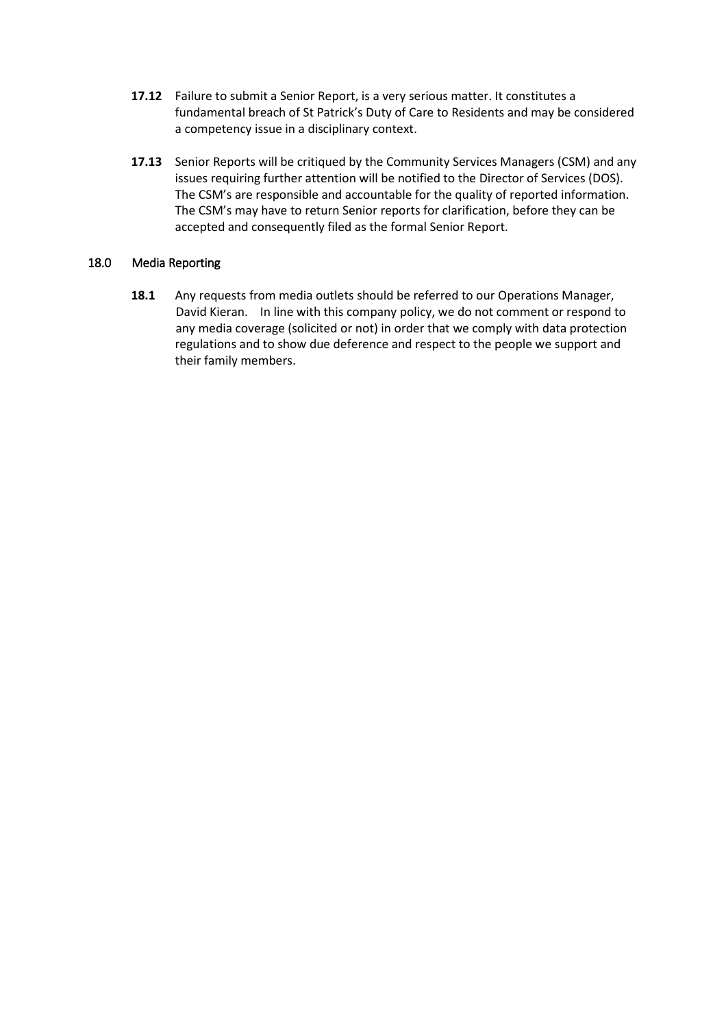**17.12** Failure to submit a Senior Report, is a very serious matter. It constitutes a fundamental breach of St Patrick's Duty of Care to Residents and may be considered a competency issue in a disciplinary context.

**17.13** Senior Reports will be critiqued by the Community Services Managers (CSM) and any issues requiring further attention will be notified to the Director of Services (DOS). The CSM's are responsible and accountable for the quality of reported information. The CSM's may have to return Senior reports for clarification, before they can be accepted and consequently filed as the formal Senior Report.

## 18.0 Media Reporting

**18.1** Any requests from media outlets should be referred to our Operations Manager, David Kieran. In line with this company policy, we do not comment or respond to any media coverage (solicited or not) in order that we comply with data protection regulations and to show due deference and respect to the people we support and their family members.